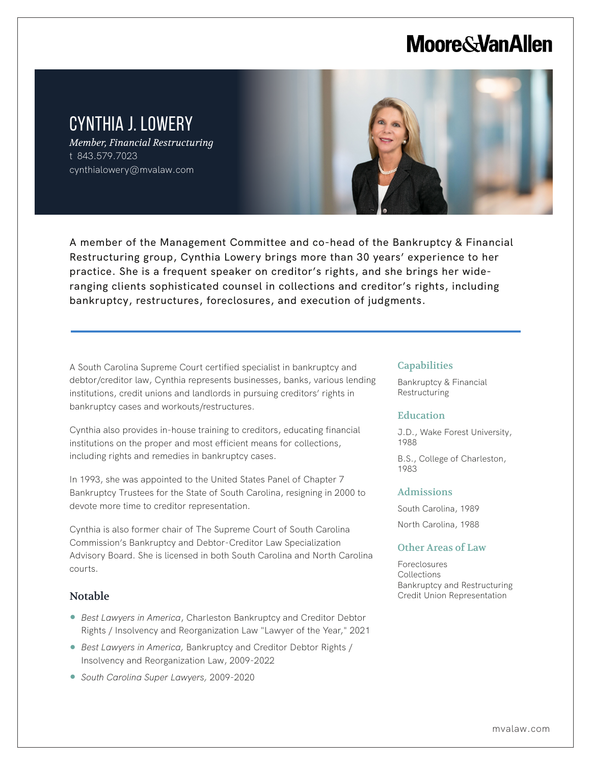# CYNTHIA J. LOWERY

*Member, Financial Restructuring*
t 843.579.7023
cynthialowery@mvalaw.com

A member of the Management Committee and co-head of the Bankruptcy & Financial Restructuring group, Cynthia Lowery brings more than 30 years' experience to her practice. She is a frequent speaker on creditor's rights, and she brings her wide-ranging clients sophisticated counsel in collections and creditor's rights, including bankruptcy, restructures, foreclosures, and execution of judgments.

---

A South Carolina Supreme Court certified specialist in bankruptcy and debtor/creditor law, Cynthia represents businesses, banks, various lending institutions, credit unions and landlords in pursuing creditors' rights in bankruptcy cases and workouts/restructures.

Cynthia also provides in-house training to creditors, educating financial institutions on the proper and most efficient means for collections, including rights and remedies in bankruptcy cases.

In 1993, she was appointed to the United States Panel of Chapter 7 Bankruptcy Trustees for the State of South Carolina, resigning in 2000 to devote more time to creditor representation.

Cynthia is also former chair of The Supreme Court of South Carolina Commission's Bankruptcy and Debtor-Creditor Law Specialization Advisory Board. She is licensed in both South Carolina and North Carolina courts.

## Notable

- *Best Lawyers in America*, Charleston Bankruptcy and Creditor Debtor Rights / Insolvency and Reorganization Law "Lawyer of the Year," 2021
- *Best Lawyers in America,* Bankruptcy and Creditor Debtor Rights / Insolvency and Reorganization Law, 2009-2022
- *South Carolina Super Lawyers,* 2009-2020

## Capabilities

Bankruptcy & Financial Restructuring

## Education

J.D., Wake Forest University, 1988

B.S., College of Charleston, 1983

## Admissions

South Carolina, 1989

North Carolina, 1988

## Other Areas of Law

Foreclosures
Collections
Bankruptcy and Restructuring
Credit Union Representation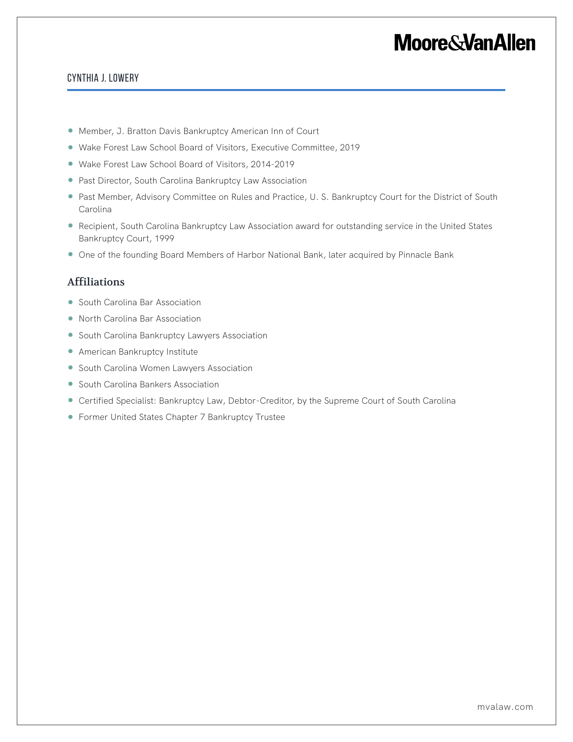- Member, J. Bratton Davis Bankruptcy American Inn of Court
- Wake Forest Law School Board of Visitors, Executive Committee, 2019
- Wake Forest Law School Board of Visitors, 2014-2019
- Past Director, South Carolina Bankruptcy Law Association
- Past Member, Advisory Committee on Rules and Practice, U. S. Bankruptcy Court for the District of South Carolina
- Recipient, South Carolina Bankruptcy Law Association award for outstanding service in the United States Bankruptcy Court, 1999
- One of the founding Board Members of Harbor National Bank, later acquired by Pinnacle Bank

## Affiliations

- South Carolina Bar Association
- North Carolina Bar Association
- South Carolina Bankruptcy Lawyers Association
- American Bankruptcy Institute
- South Carolina Women Lawyers Association
- South Carolina Bankers Association
- Certified Specialist: Bankruptcy Law, Debtor-Creditor, by the Supreme Court of South Carolina
- Former United States Chapter 7 Bankruptcy Trustee